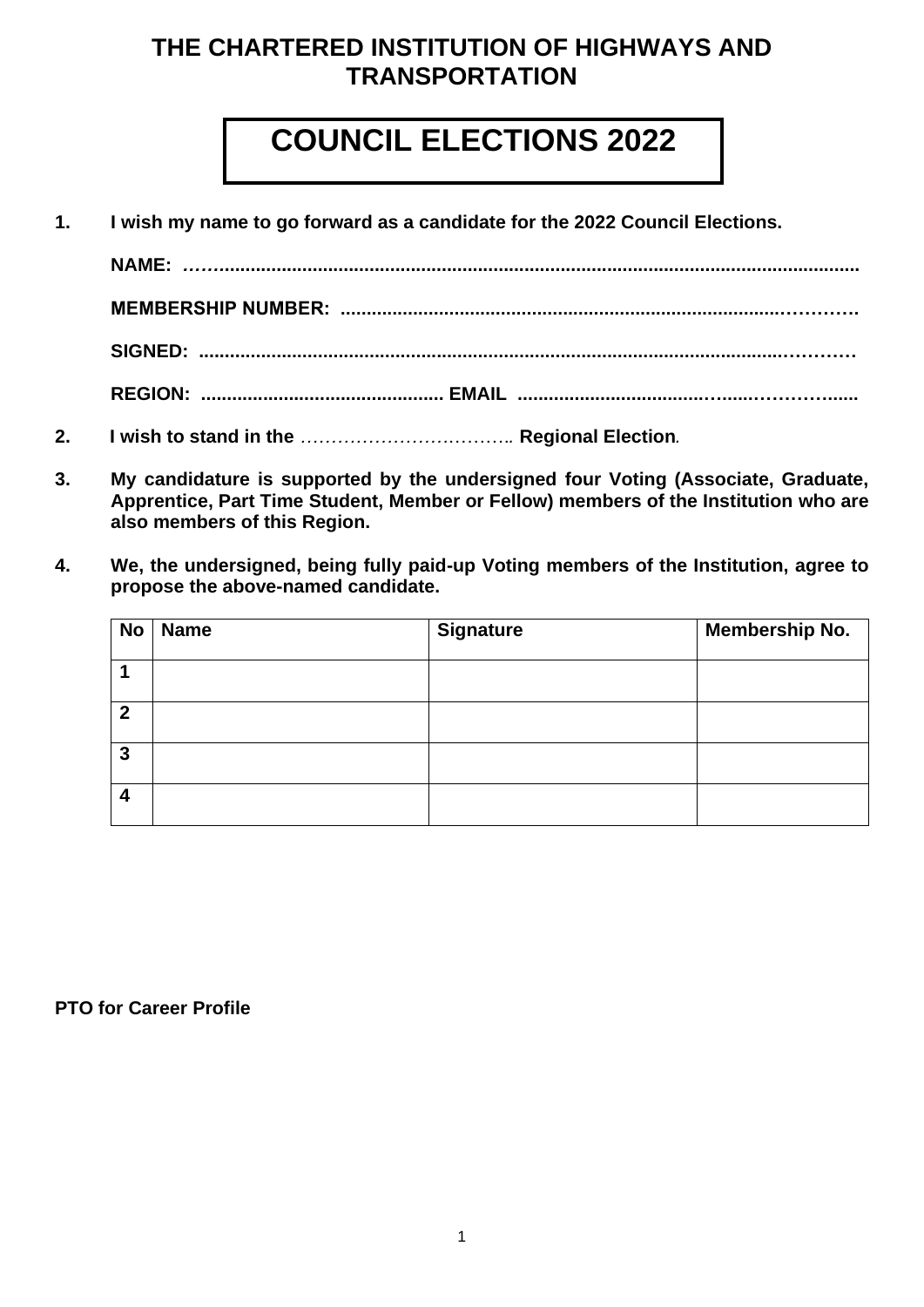# THE CHARTERED INSTITUTION OF HIGHWAYS AND TRANSPORTATION

## COUNCIL ELECTIONS 2022

**1. I wish my name to go forward as a candidate for the 2022 Council Elections.**

**NAME:** ……..........................................................................................................................

**MEMBERSHIP NUMBER:** ..................................................................................…………

**SIGNED:** ...........................................................................................................…………

**REGION:** ............................................. **EMAIL** .................................….....…………......

**2. I wish to stand in the** …………………………….. **Regional Election**.

**3. My candidature is supported by the undersigned four Voting (Associate, Graduate, Apprentice, Part Time Student, Member or Fellow) members of the Institution who are also members of this Region.**

**4. We, the undersigned, being fully paid-up Voting members of the Institution, agree to propose the above-named candidate.**

| No | Name | Signature | Membership No. |
|---|---|---|---|
| 1 | | | |
| 2 | | | |
| 3 | | | |
| 4 | | | |

**PTO for Career Profile**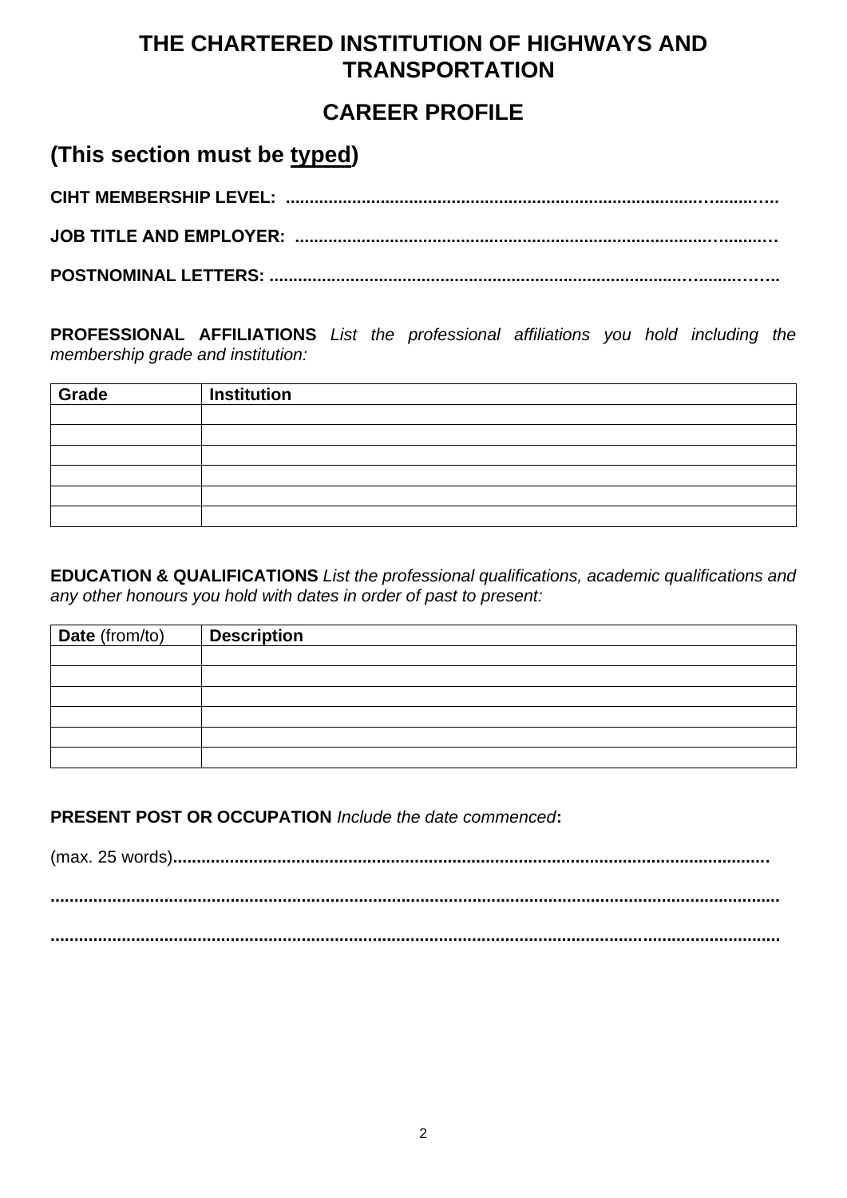# THE CHARTERED INSTITUTION OF HIGHWAYS AND TRANSPORTATION

## CAREER PROFILE

## (This section must be <u>typed</u>)

**CIHT MEMBERSHIP LEVEL:** ..............................................................................................……..…..

**JOB TITLE AND EMPLOYER:** ............................................................................................…......…

**POSTNOMINAL LETTERS:** ......................................................................................……......……..

**PROFESSIONAL AFFILIATIONS** *List the professional affiliations you hold including the membership grade and institution:*

| Grade | Institution |
|---|---|
| | |
| | |
| | |
| | |
| | |
| | |

**EDUCATION & QUALIFICATIONS** *List the professional qualifications, academic qualifications and any other honours you hold with dates in order of past to present:*

| **Date** (from/to) | **Description** |
|---|---|
| | |
| | |
| | |
| | |
| | |
| | |

**PRESENT POST OR OCCUPATION** *Include the date commenced***:**

(max. 25 words)**..........................................................................................................................**

**..........................................................................................................................................**

**..........................................................................................................................................**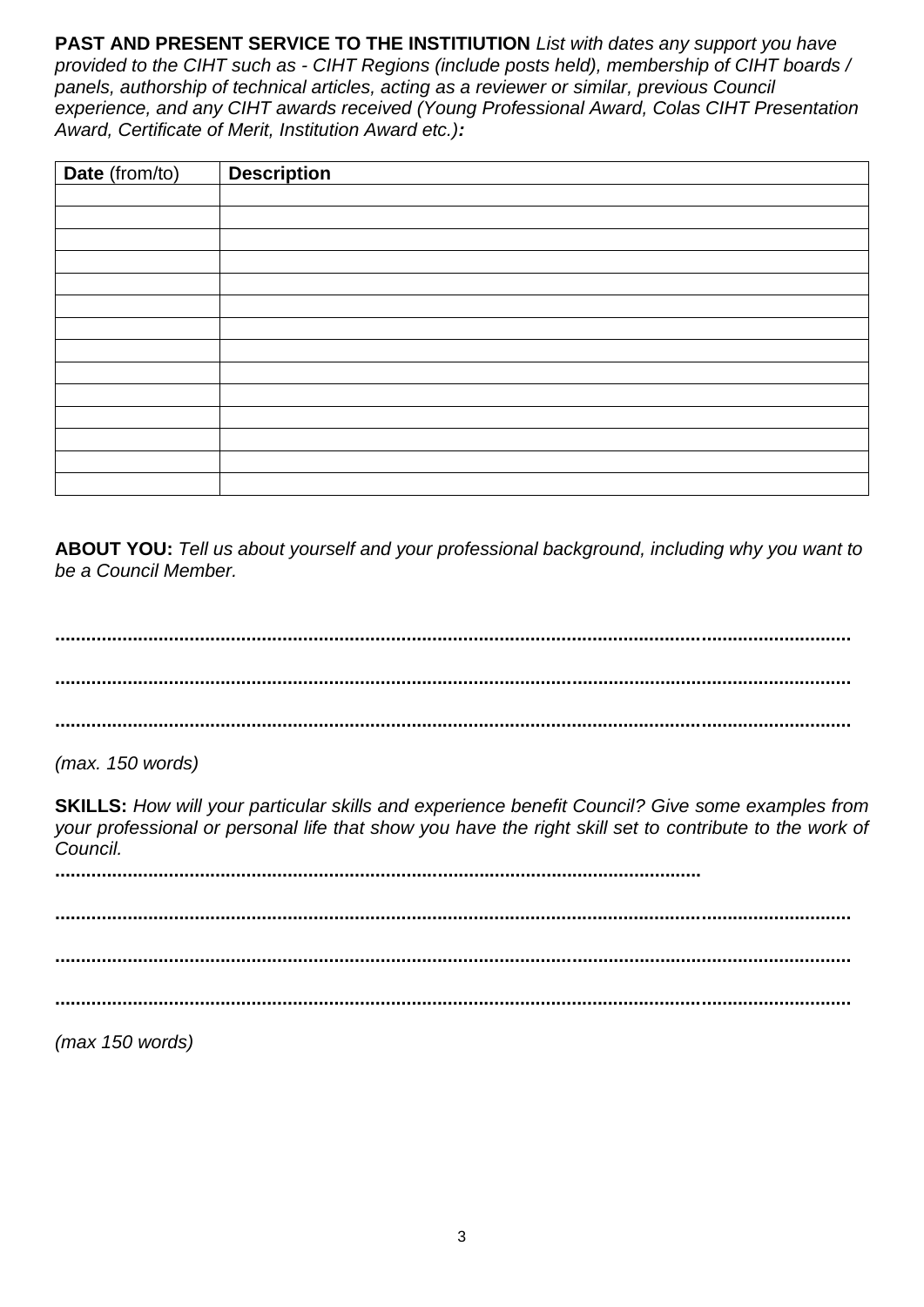**PAST AND PRESENT SERVICE TO THE INSTITIUTION** *List with dates any support you have provided to the CIHT such as - CIHT Regions (include posts held), membership of CIHT boards / panels, authorship of technical articles, acting as a reviewer or similar, previous Council experience, and any CIHT awards received (Young Professional Award, Colas CIHT Presentation Award, Certificate of Merit, Institution Award etc.)**:***

| **Date** (from/to) | **Description** |
|---|---|
| | |
| | |
| | |
| | |
| | |
| | |
| | |
| | |
| | |
| | |
| | |
| | |
| | |
| | |

**ABOUT YOU:** *Tell us about yourself and your professional background, including why you want to be a Council Member.*

..........................................................................................................................................

..........................................................................................................................................

..........................................................................................................................................

*(max. 150 words)*

**SKILLS:** *How will your particular skills and experience benefit Council? Give some examples from your professional or personal life that show you have the right skill set to contribute to the work of Council.*

..........................................................................................................................

..........................................................................................................................................

..........................................................................................................................................

..........................................................................................................................................

*(max 150 words)*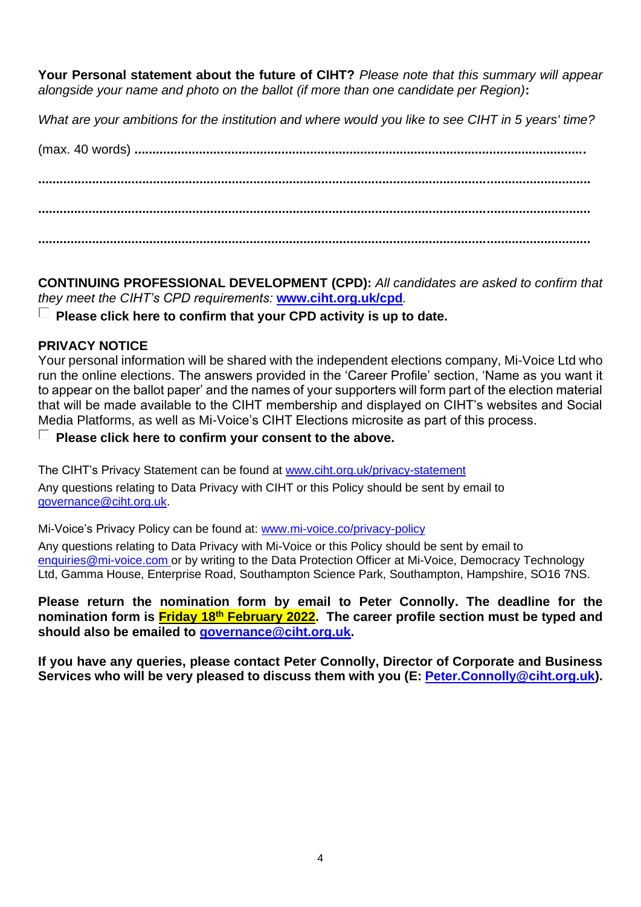**Your Personal statement about the future of CIHT?** *Please note that this summary will appear alongside your name and photo on the ballot (if more than one candidate per Region)***:**

*What are your ambitions for the institution and where would you like to see CIHT in 5 years' time?*

(max. 40 words) **.............................................................................................................................**

**...............................................................................................................................................**

**...............................................................................................................................................**

**...............................................................................................................................................**

**CONTINUING PROFESSIONAL DEVELOPMENT (CPD):** *All candidates are asked to confirm that they meet the CIHT's CPD requirements:* **www.ciht.org.uk/cpd***.*

☐ **Please click here to confirm that your CPD activity is up to date.**

**PRIVACY NOTICE**

Your personal information will be shared with the independent elections company, Mi-Voice Ltd who run the online elections. The answers provided in the 'Career Profile' section, 'Name as you want it to appear on the ballot paper' and the names of your supporters will form part of the election material that will be made available to the CIHT membership and displayed on CIHT's websites and Social Media Platforms, as well as Mi-Voice's CIHT Elections microsite as part of this process.

☐ **Please click here to confirm your consent to the above.**

The CIHT's Privacy Statement can be found at www.ciht.org.uk/privacy-statement

Any questions relating to Data Privacy with CIHT or this Policy should be sent by email to governance@ciht.org.uk.

Mi-Voice's Privacy Policy can be found at: www.mi-voice.co/privacy-policy

Any questions relating to Data Privacy with Mi-Voice or this Policy should be sent by email to enquiries@mi-voice.com or by writing to the Data Protection Officer at Mi-Voice, Democracy Technology Ltd, Gamma House, Enterprise Road, Southampton Science Park, Southampton, Hampshire, SO16 7NS.

**Please return the nomination form by email to Peter Connolly. The deadline for the nomination form is Friday 18th February 2022. The career profile section must be typed and should also be emailed to governance@ciht.org.uk.**

**If you have any queries, please contact Peter Connolly, Director of Corporate and Business Services who will be very pleased to discuss them with you (E: Peter.Connolly@ciht.org.uk).**